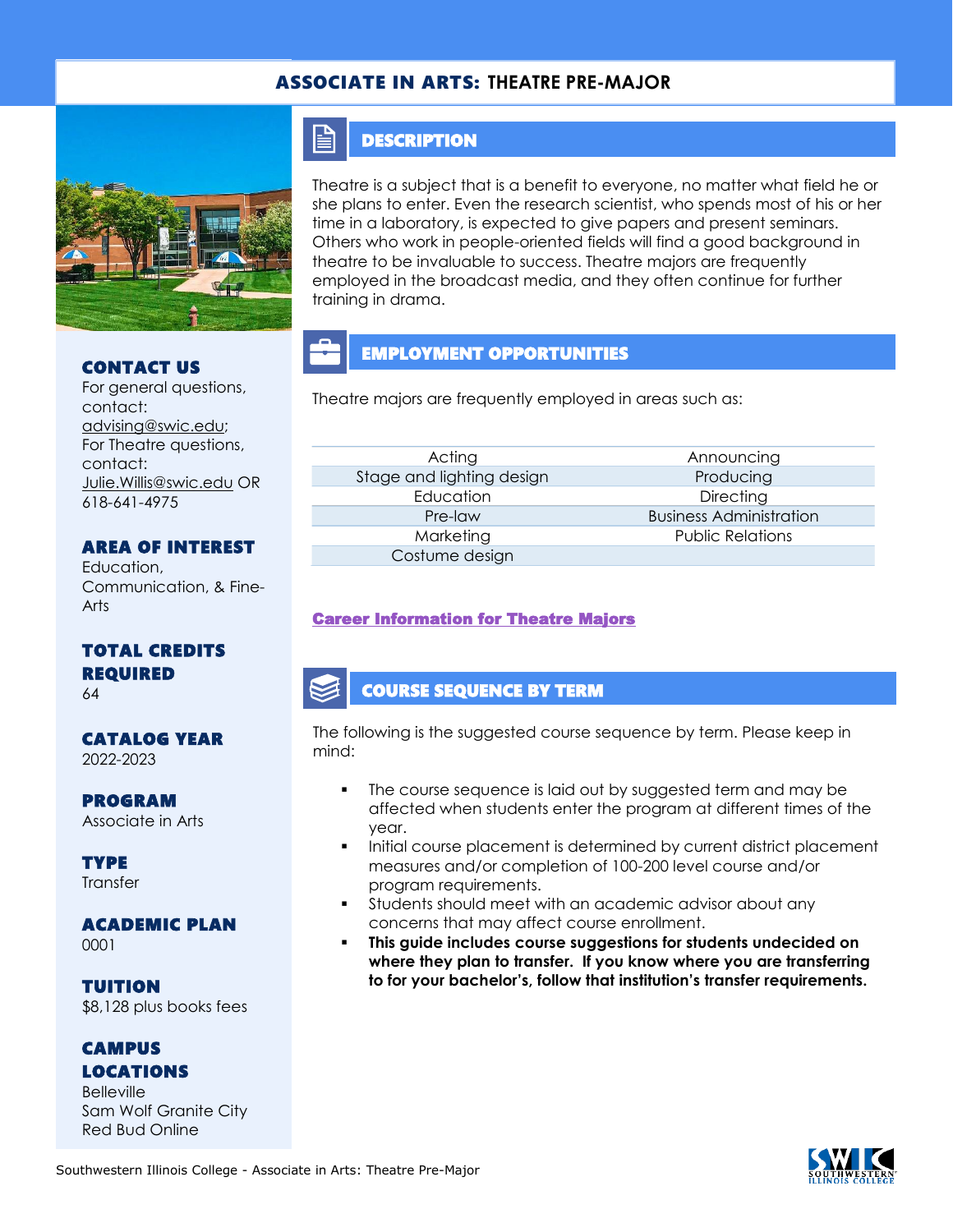# ASSOCIATE IN ARTS: THEATRE PRE-MAJOR

## DESCRIPTION

Theatre is a subject that is a benefit to everyone, no matter what field he or she plans to enter. Even the research scientist, who spends most of his or her time in a laboratory, is expected to give papers and present seminars. Others who work in people-oriented fields will find a good background in theatre to be invaluable to success. Theatre majors are frequently employed in the broadcast media, and they often continue for further training in drama.

## EMPLOYMENT OPPORTUNITIES

Theatre majors are frequently employed in areas such as:

| | |
|---|---|
| Acting | Announcing |
| Stage and lighting design | Producing |
| Education | Directing |
| Pre-law | Business Administration |
| Marketing | Public Relations |
| Costume design | |

**Career Information for Theatre Majors**

## COURSE SEQUENCE BY TERM

The following is the suggested course sequence by term. Please keep in mind:

- The course sequence is laid out by suggested term and may be affected when students enter the program at different times of the year.
- Initial course placement is determined by current district placement measures and/or completion of 100-200 level course and/or program requirements.
- Students should meet with an academic advisor about any concerns that may affect course enrollment.
- **This guide includes course suggestions for students undecided on where they plan to transfer. If you know where you are transferring to for your bachelor's, follow that institution's transfer requirements.**

### CONTACT US
For general questions, contact: advising@swic.edu;
For Theatre questions, contact: Julie.Willis@swic.edu OR 618-641-4975

### AREA OF INTEREST
Education, Communication, & Fine-Arts

### TOTAL CREDITS REQUIRED
64

### CATALOG YEAR
2022-2023

### PROGRAM
Associate in Arts

### TYPE
Transfer

### ACADEMIC PLAN
0001

### TUITION
$8,128 plus books fees

### CAMPUS LOCATIONS
Belleville
Sam Wolf Granite City
Red Bud Online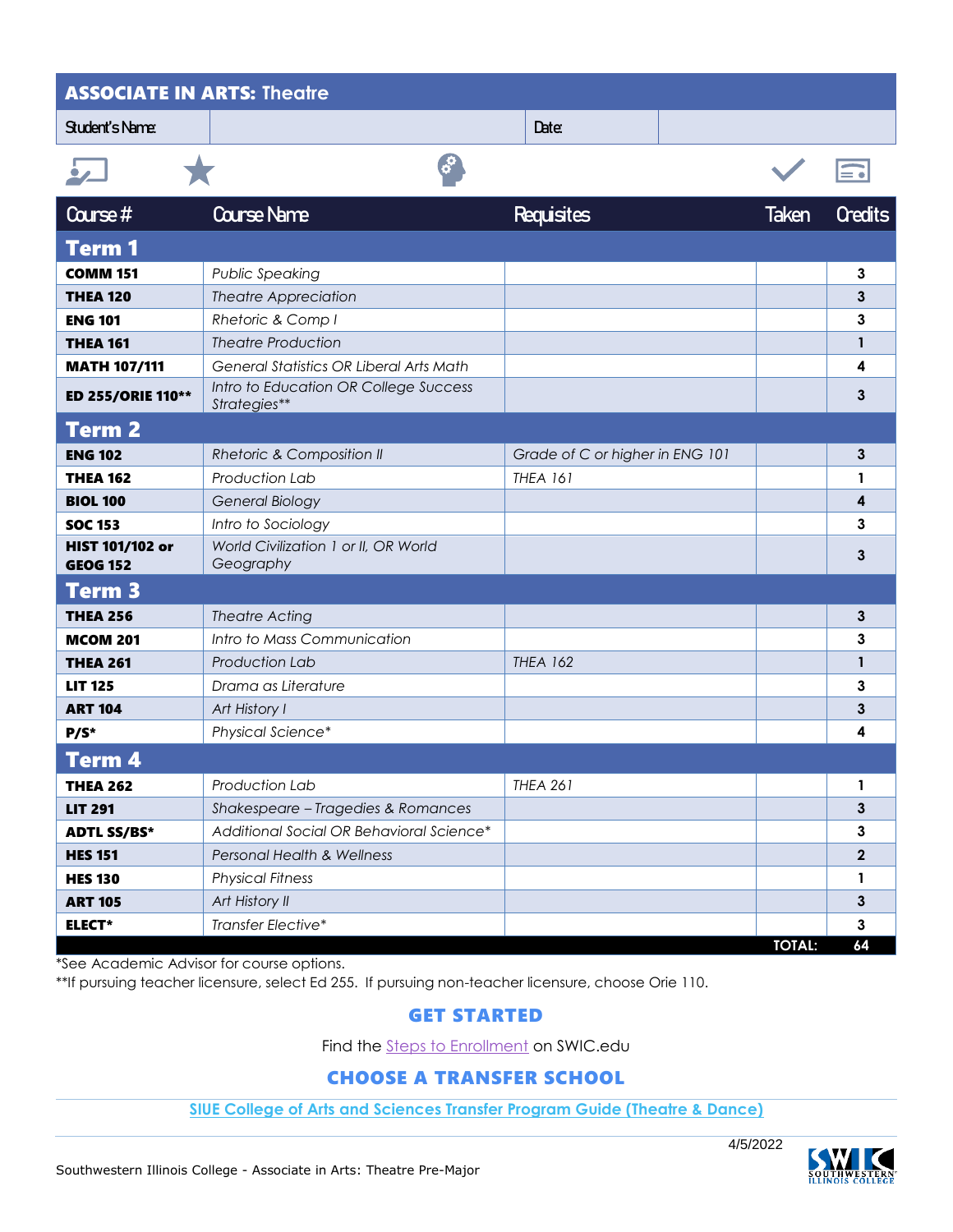# ASSOCIATE IN ARTS: Theatre

| Student's Name: | | Date: | |
|---|---|---|---|

| Course # | Course Name | Requisites | Taken | Credits |
|---|---|---|---|---|
| **Term 1** | | | | |
| **COMM 151** | *Public Speaking* | | | 3 |
| **THEA 120** | *Theatre Appreciation* | | | 3 |
| **ENG 101** | *Rhetoric & Comp I* | | | 3 |
| **THEA 161** | *Theatre Production* | | | 1 |
| **MATH 107/111** | *General Statistics OR Liberal Arts Math* | | | 4 |
| **ED 255/ORIE 110\*\*** | *Intro to Education OR College Success Strategies\*\** | | | 3 |
| **Term 2** | | | | |
| **ENG 102** | *Rhetoric & Composition II* | *Grade of C or higher in ENG 101* | | 3 |
| **THEA 162** | *Production Lab* | *THEA 161* | | 1 |
| **BIOL 100** | *General Biology* | | | 4 |
| **SOC 153** | *Intro to Sociology* | | | 3 |
| **HIST 101/102 or GEOG 152** | *World Civilization 1 or II, OR World Geography* | | | 3 |
| **Term 3** | | | | |
| **THEA 256** | *Theatre Acting* | | | 3 |
| **MCOM 201** | *Intro to Mass Communication* | | | 3 |
| **THEA 261** | *Production Lab* | *THEA 162* | | 1 |
| **LIT 125** | *Drama as Literature* | | | 3 |
| **ART 104** | *Art History I* | | | 3 |
| **P/S\*** | *Physical Science\** | | | 4 |
| **Term 4** | | | | |
| **THEA 262** | *Production Lab* | *THEA 261* | | 1 |
| **LIT 291** | *Shakespeare – Tragedies & Romances* | | | 3 |
| **ADTL SS/BS\*** | *Additional Social OR Behavioral Science\** | | | 3 |
| **HES 151** | *Personal Health & Wellness* | | | 2 |
| **HES 130** | *Physical Fitness* | | | 1 |
| **ART 105** | *Art History II* | | | 3 |
| **ELECT\*** | *Transfer Elective\** | | | 3 |
| | | | **TOTAL:** | **64** |

*See Academic Advisor for course options.
**If pursuing teacher licensure, select Ed 255. If pursuing non-teacher licensure, choose Orie 110.

## GET STARTED

Find the Steps to Enrollment on SWIC.edu

## CHOOSE A TRANSFER SCHOOL

SIUE College of Arts and Sciences Transfer Program Guide (Theatre & Dance)

4/5/2022

Southwestern Illinois College - Associate in Arts: Theatre Pre-Major